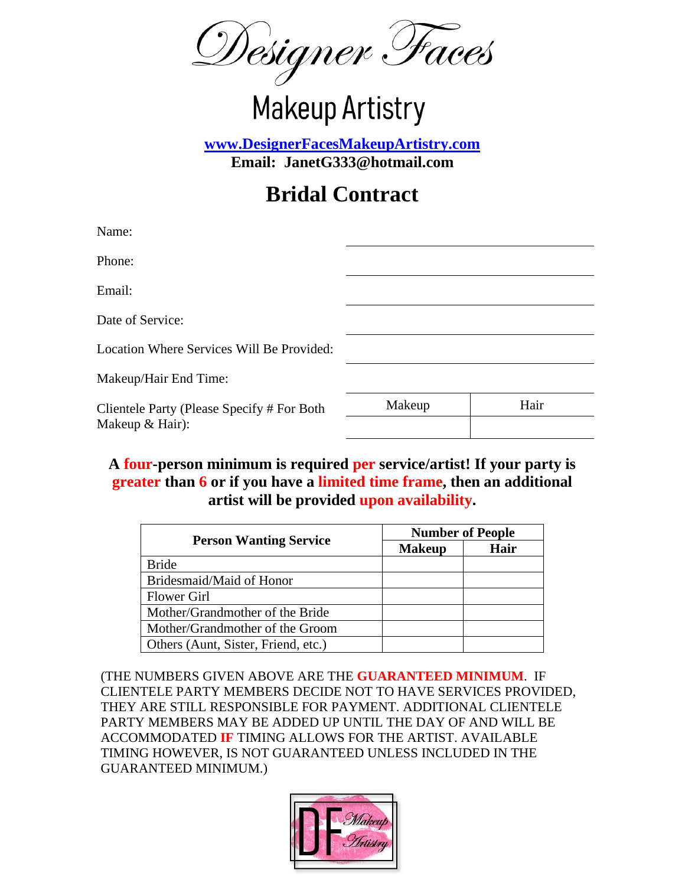# Designer Faces

## Makeup Artistry

**www.DesignerFacesMakeupArtistry.com**
**Email: JanetG333@hotmail.com**

# Bridal Contract

Name: ______________________

Phone: ______________________

Email: ______________________

Date of Service: ______________________

Location Where Services Will Be Provided: ______________________

Makeup/Hair End Time: ______________________

| Clientele Party (Please Specify # For Both Makeup & Hair): | Makeup | Hair |
|---|---|---|
| | | |

**A four-person minimum is required per service/artist! If your party is greater than 6 or if you have a limited time frame, then an additional artist will be provided upon availability.**

| Person Wanting Service | Number of People | |
|---|---|---|
| | **Makeup** | **Hair** |
| Bride | | |
| Bridesmaid/Maid of Honor | | |
| Flower Girl | | |
| Mother/Grandmother of the Bride | | |
| Mother/Grandmother of the Groom | | |
| Others (Aunt, Sister, Friend, etc.) | | |

(THE NUMBERS GIVEN ABOVE ARE THE **GUARANTEED MINIMUM**. IF CLIENTELE PARTY MEMBERS DECIDE NOT TO HAVE SERVICES PROVIDED, THEY ARE STILL RESPONSIBLE FOR PAYMENT. ADDITIONAL CLIENTELE PARTY MEMBERS MAY BE ADDED UP UNTIL THE DAY OF AND WILL BE ACCOMMODATED **IF** TIMING ALLOWS FOR THE ARTIST. AVAILABLE TIMING HOWEVER, IS NOT GUARANTEED UNLESS INCLUDED IN THE GUARANTEED MINIMUM.)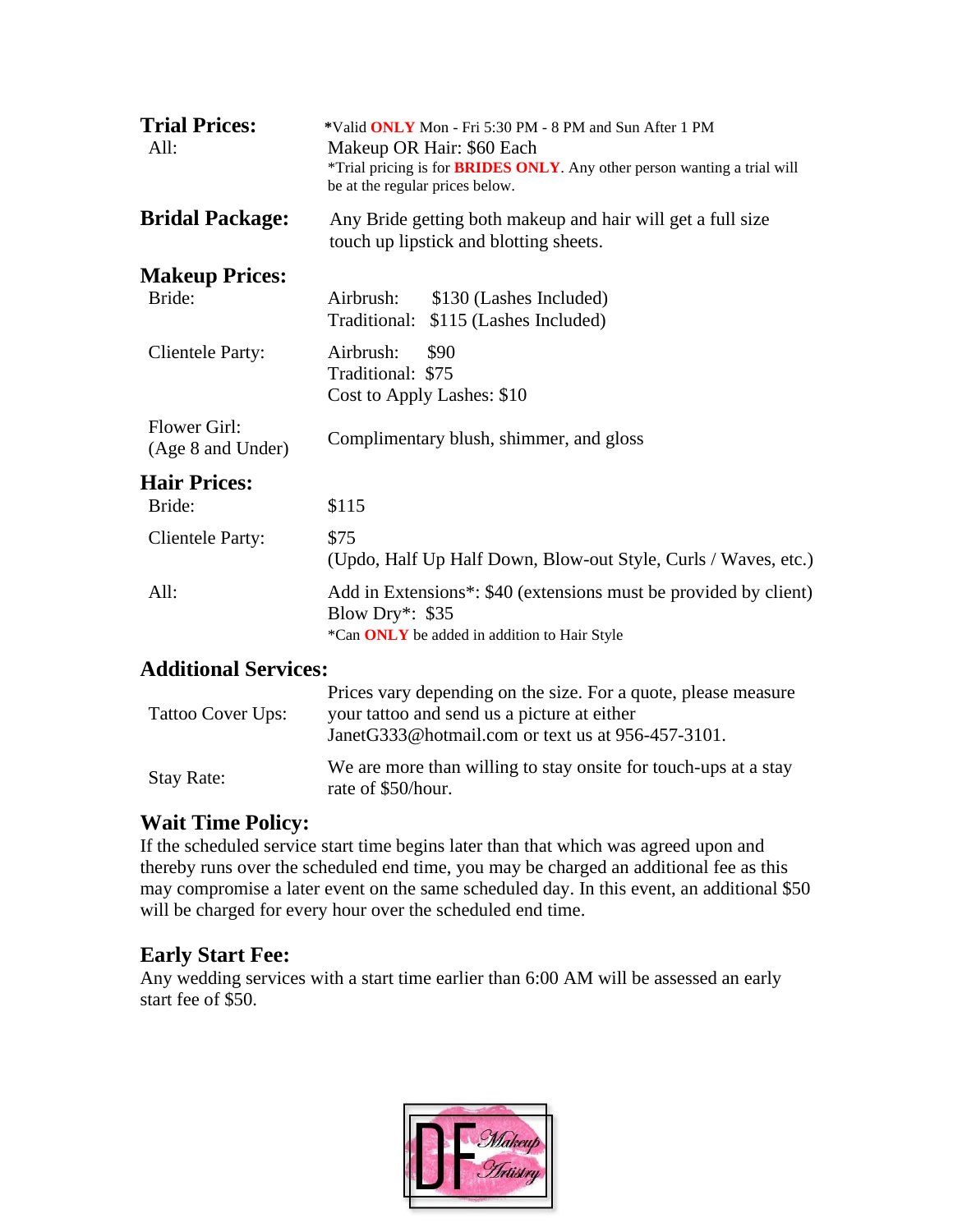## Trial Prices:

*Valid **ONLY** Mon - Fri 5:30 PM - 8 PM and Sun After 1 PM

All: Makeup OR Hair: $60 Each

*Trial pricing is for **BRIDES ONLY**. Any other person wanting a trial will be at the regular prices below.

## Bridal Package:

Any Bride getting both makeup and hair will get a full size touch up lipstick and blotting sheets.

## Makeup Prices:

| | |
|---|---|
| Bride: | Airbrush: $130 (Lashes Included)<br>Traditional: $115 (Lashes Included) |
| Clientele Party: | Airbrush: $90<br>Traditional: $75<br>Cost to Apply Lashes: $10 |
| Flower Girl: (Age 8 and Under) | Complimentary blush, shimmer, and gloss |

## Hair Prices:

| | |
|---|---|
| Bride: | $115 |
| Clientele Party: | $75<br>(Updo, Half Up Half Down, Blow-out Style, Curls / Waves, etc.) |
| All: | Add in Extensions*: $40 (extensions must be provided by client)<br>Blow Dry*: $35<br>*Can **ONLY** be added in addition to Hair Style |

## Additional Services:

| | |
|---|---|
| Tattoo Cover Ups: | Prices vary depending on the size. For a quote, please measure your tattoo and send us a picture at either JanetG333@hotmail.com or text us at 956-457-3101. |
| Stay Rate: | We are more than willing to stay onsite for touch-ups at a stay rate of $50/hour. |

## Wait Time Policy:

If the scheduled service start time begins later than that which was agreed upon and thereby runs over the scheduled end time, you may be charged an additional fee as this may compromise a later event on the same scheduled day. In this event, an additional $50 will be charged for every hour over the scheduled end time.

## Early Start Fee:

Any wedding services with a start time earlier than 6:00 AM will be assessed an early start fee of $50.

DF Makeup Artistry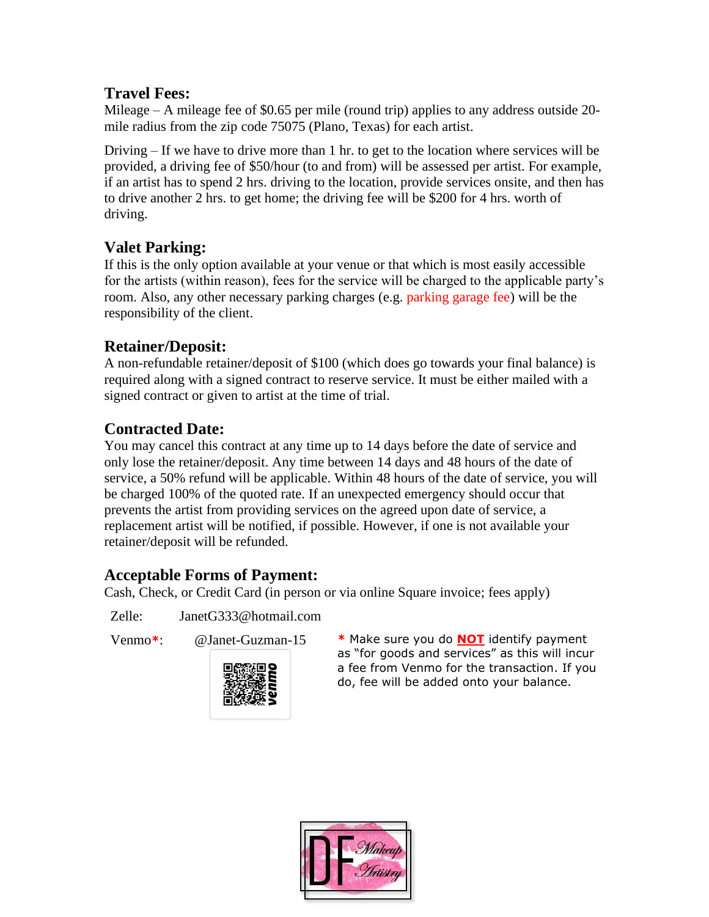## Travel Fees:

Mileage – A mileage fee of $0.65 per mile (round trip) applies to any address outside 20-mile radius from the zip code 75075 (Plano, Texas) for each artist.

Driving – If we have to drive more than 1 hr. to get to the location where services will be provided, a driving fee of $50/hour (to and from) will be assessed per artist. For example, if an artist has to spend 2 hrs. driving to the location, provide services onsite, and then has to drive another 2 hrs. to get home; the driving fee will be $200 for 4 hrs. worth of driving.

## Valet Parking:

If this is the only option available at your venue or that which is most easily accessible for the artists (within reason), fees for the service will be charged to the applicable party's room. Also, any other necessary parking charges (e.g. parking garage fee) will be the responsibility of the client.

## Retainer/Deposit:

A non-refundable retainer/deposit of $100 (which does go towards your final balance) is required along with a signed contract to reserve service. It must be either mailed with a signed contract or given to artist at the time of trial.

## Contracted Date:

You may cancel this contract at any time up to 14 days before the date of service and only lose the retainer/deposit. Any time between 14 days and 48 hours of the date of service, a 50% refund will be applicable. Within 48 hours of the date of service, you will be charged 100% of the quoted rate. If an unexpected emergency should occur that prevents the artist from providing services on the agreed upon date of service, a replacement artist will be notified, if possible. However, if one is not available your retainer/deposit will be refunded.

## Acceptable Forms of Payment:

Cash, Check, or Credit Card (in person or via online Square invoice; fees apply)

Zelle: JanetG333@hotmail.com

Venmo*: @Janet-Guzman-15

* Make sure you do **NOT** identify payment as "for goods and services" as this will incur a fee from Venmo for the transaction. If you do, fee will be added onto your balance.

DF Makeup Artistry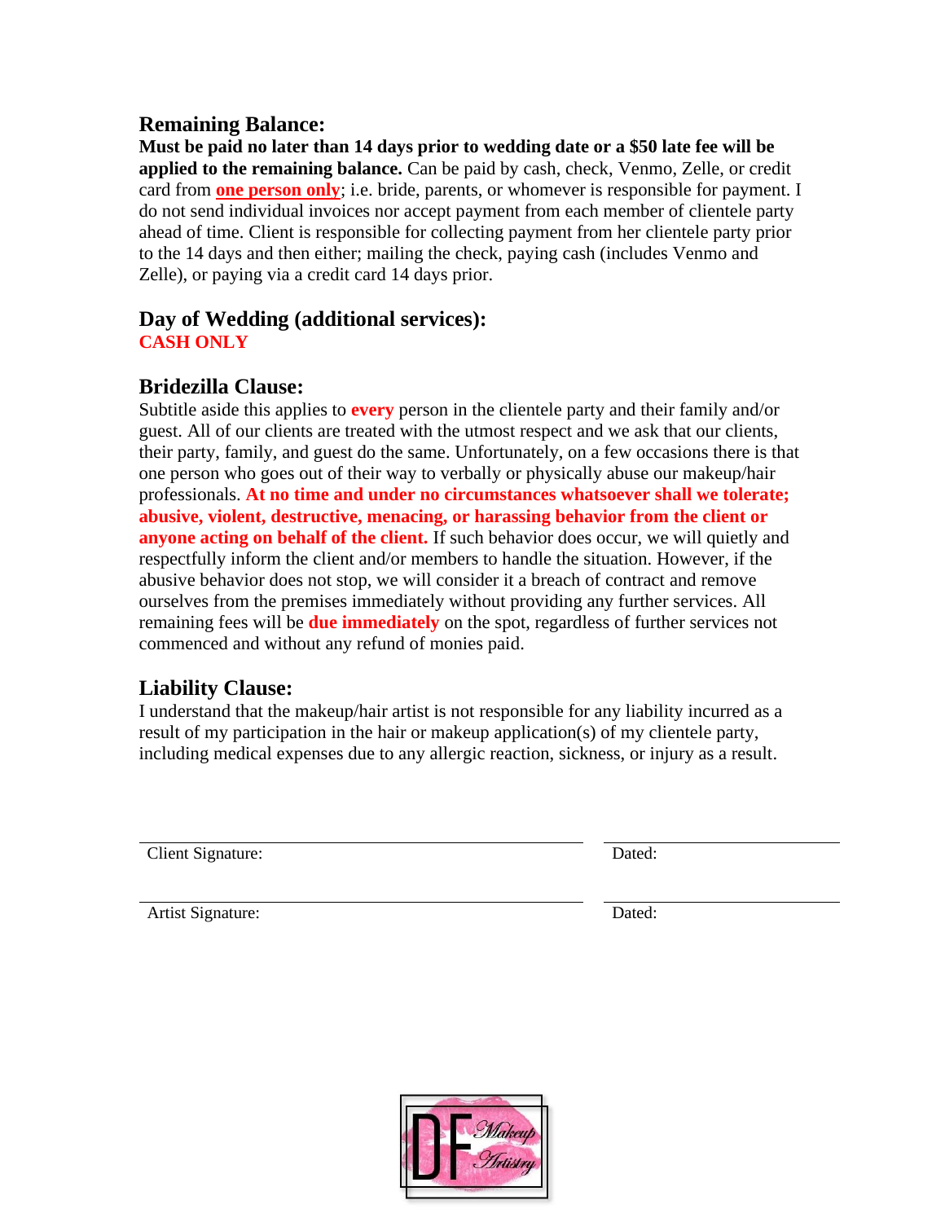## Remaining Balance:

**Must be paid no later than 14 days prior to wedding date or a $50 late fee will be applied to the remaining balance.** Can be paid by cash, check, Venmo, Zelle, or credit card from **one person only**; i.e. bride, parents, or whomever is responsible for payment. I do not send individual invoices nor accept payment from each member of clientele party ahead of time. Client is responsible for collecting payment from her clientele party prior to the 14 days and then either; mailing the check, paying cash (includes Venmo and Zelle), or paying via a credit card 14 days prior.

## Day of Wedding (additional services):

**CASH ONLY**

## Bridezilla Clause:

Subtitle aside this applies to **every** person in the clientele party and their family and/or guest. All of our clients are treated with the utmost respect and we ask that our clients, their party, family, and guest do the same. Unfortunately, on a few occasions there is that one person who goes out of their way to verbally or physically abuse our makeup/hair professionals. **At no time and under no circumstances whatsoever shall we tolerate; abusive, violent, destructive, menacing, or harassing behavior from the client or anyone acting on behalf of the client.** If such behavior does occur, we will quietly and respectfully inform the client and/or members to handle the situation. However, if the abusive behavior does not stop, we will consider it a breach of contract and remove ourselves from the premises immediately without providing any further services. All remaining fees will be **due immediately** on the spot, regardless of further services not commenced and without any refund of monies paid.

## Liability Clause:

I understand that the makeup/hair artist is not responsible for any liability incurred as a result of my participation in the hair or makeup application(s) of my clientele party, including medical expenses due to any allergic reaction, sickness, or injury as a result.

Client Signature: ______________________ Dated: ______________

Artist Signature: ______________________ Dated: ______________

DF Makeup Artistry